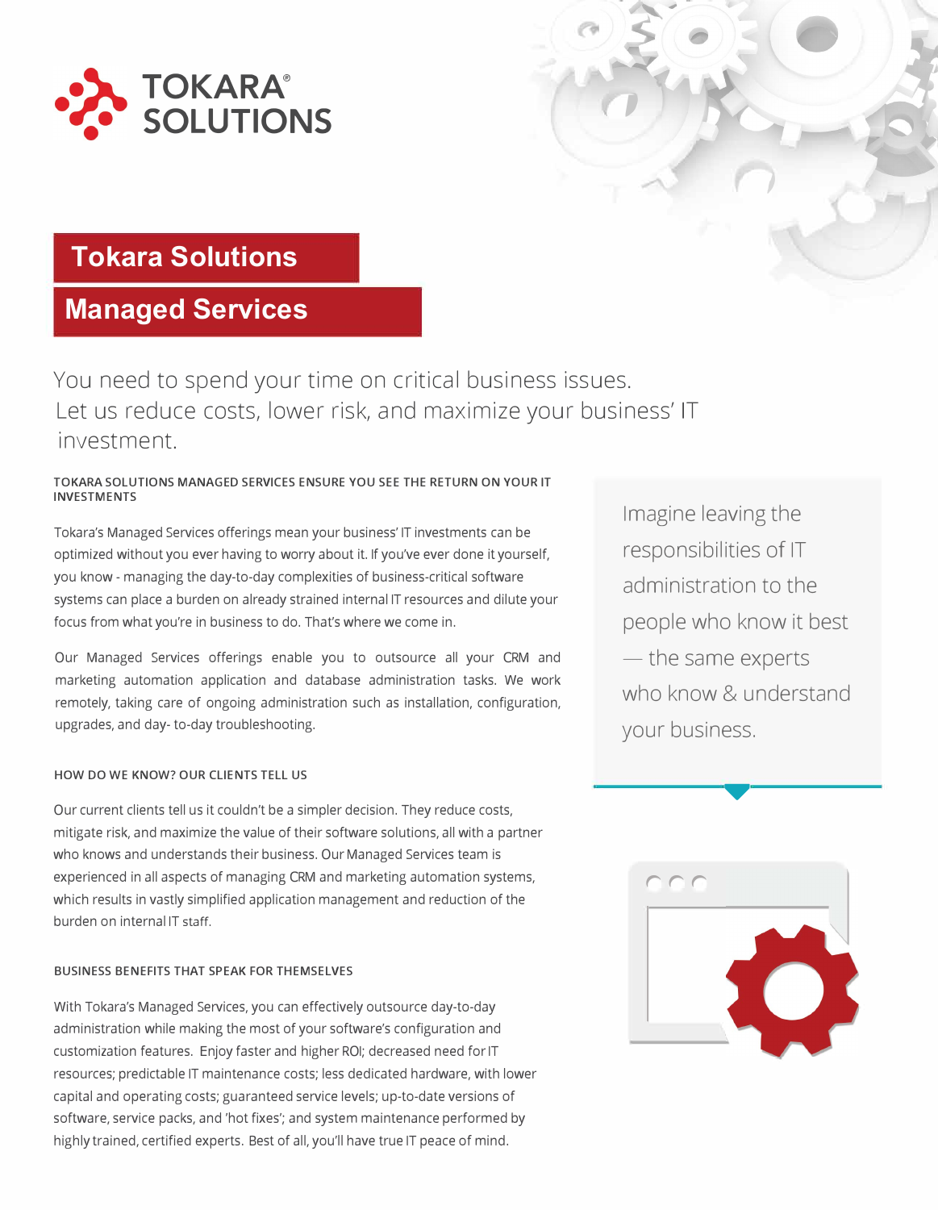TOKARA® SOLUTIONS

# Tokara Solutions

# Managed Services

You need to spend your time on critical business issues. Let us reduce costs, lower risk, and maximize your business' IT investment.

### TOKARA SOLUTIONS MANAGED SERVICES ENSURE YOU SEE THE RETURN ON YOUR IT INVESTMENTS

Tokara's Managed Services offerings mean your business' IT investments can be optimized without you ever having to worry about it. If you've ever done it yourself, you know - managing the day-to-day complexities of business-critical software systems can place a burden on already strained internal IT resources and dilute your focus from what you're in business to do. That's where we come in.

Our Managed Services offerings enable you to outsource all your CRM and marketing automation application and database administration tasks. We work remotely, taking care of ongoing administration such as installation, configuration, upgrades, and day- to-day troubleshooting.

> Imagine leaving the responsibilities of IT administration to the people who know it best — the same experts who know & understand your business.

### HOW DO WE KNOW? OUR CLIENTS TELL US

Our current clients tell us it couldn't be a simpler decision. They reduce costs, mitigate risk, and maximize the value of their software solutions, all with a partner who knows and understands their business. Our Managed Services team is experienced in all aspects of managing CRM and marketing automation systems, which results in vastly simplified application management and reduction of the burden on internal IT staff.

### BUSINESS BENEFITS THAT SPEAK FOR THEMSELVES

With Tokara's Managed Services, you can effectively outsource day-to-day administration while making the most of your software's configuration and customization features. Enjoy faster and higher ROI; decreased need for IT resources; predictable IT maintenance costs; less dedicated hardware, with lower capital and operating costs; guaranteed service levels; up-to-date versions of software, service packs, and 'hot fixes'; and system maintenance performed by highly trained, certified experts. Best of all, you'll have true IT peace of mind.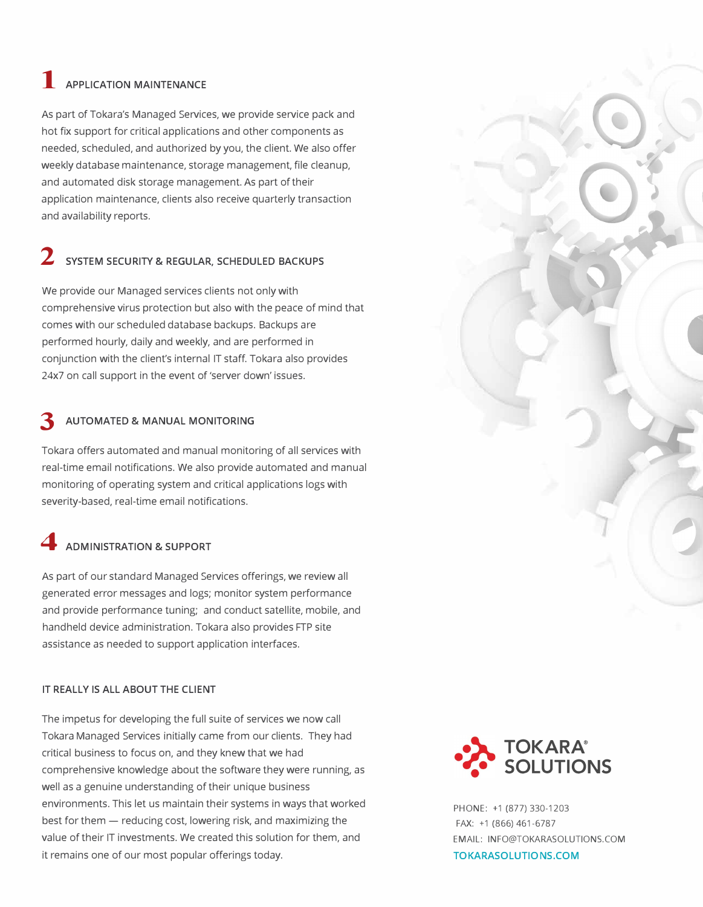## 1 APPLICATION MAINTENANCE

As part of Tokara's Managed Services, we provide service pack and hot fix support for critical applications and other components as needed, scheduled, and authorized by you, the client. We also offer weekly database maintenance, storage management, file cleanup, and automated disk storage management. As part of their application maintenance, clients also receive quarterly transaction and availability reports.

## 2 SYSTEM SECURITY & REGULAR, SCHEDULED BACKUPS

We provide our Managed services clients not only with comprehensive virus protection but also with the peace of mind that comes with our scheduled database backups. Backups are performed hourly, daily and weekly, and are performed in conjunction with the client's internal IT staff. Tokara also provides 24x7 on call support in the event of 'server down' issues.

## 3 AUTOMATED & MANUAL MONITORING

Tokara offers automated and manual monitoring of all services with real-time email notifications. We also provide automated and manual monitoring of operating system and critical applications logs with severity-based, real-time email notifications.

## 4 ADMINISTRATION & SUPPORT

As part of our standard Managed Services offerings, we review all generated error messages and logs; monitor system performance and provide performance tuning; and conduct satellite, mobile, and handheld device administration. Tokara also provides FTP site assistance as needed to support application interfaces.

### IT REALLY IS ALL ABOUT THE CLIENT

The impetus for developing the full suite of services we now call Tokara Managed Services initially came from our clients. They had critical business to focus on, and they knew that we had comprehensive knowledge about the software they were running, as well as a genuine understanding of their unique business environments. This let us maintain their systems in ways that worked best for them — reducing cost, lowering risk, and maximizing the value of their IT investments. We created this solution for them, and it remains one of our most popular offerings today.

TOKARA® SOLUTIONS

PHONE: +1 (877) 330-1203
FAX: +1 (866) 461-6787
EMAIL: INFO@TOKARASOLUTIONS.COM
TOKARASOLUTIONS.COM